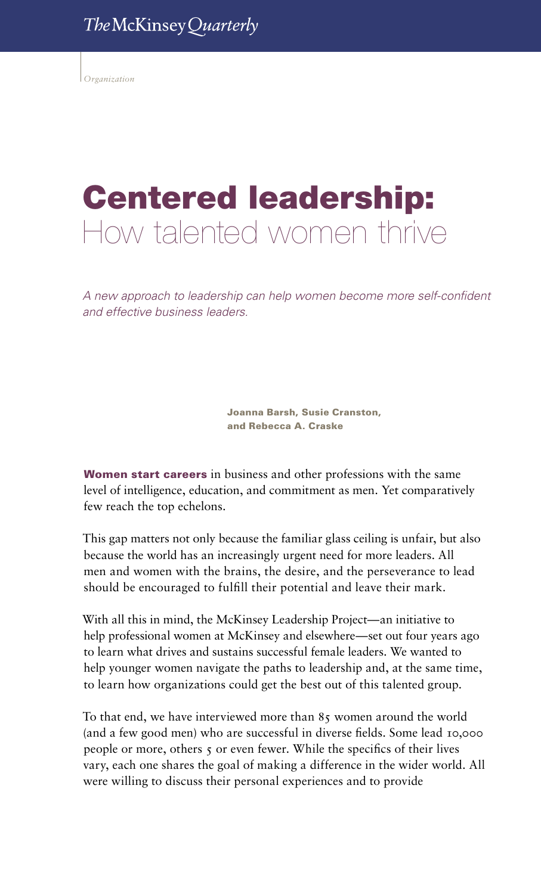*Organization*

# Centered leadership: How talented women thrive

*A new approach to leadership can help women become more self-confident and effective business leaders.*

**Joanna Barsh, Susie Cranston, and Rebecca A. Craske**

**Women start careers** in business and other professions with the same level of intelligence, education, and commitment as men. Yet comparatively few reach the top echelons.

This gap matters not only because the familiar glass ceiling is unfair, but also because the world has an increasingly urgent need for more leaders. All men and women with the brains, the desire, and the perseverance to lead should be encouraged to fulfill their potential and leave their mark.

With all this in mind, the McKinsey Leadership Project—an initiative to help professional women at McKinsey and elsewhere—set out four years ago to learn what drives and sustains successful female leaders. We wanted to help younger women navigate the paths to leadership and, at the same time, to learn how organizations could get the best out of this talented group.

To that end, we have interviewed more than 85 women around the world (and a few good men) who are successful in diverse fields. Some lead 10,000 people or more, others 5 or even fewer. While the specifics of their lives vary, each one shares the goal of making a difference in the wider world. All were willing to discuss their personal experiences and to provide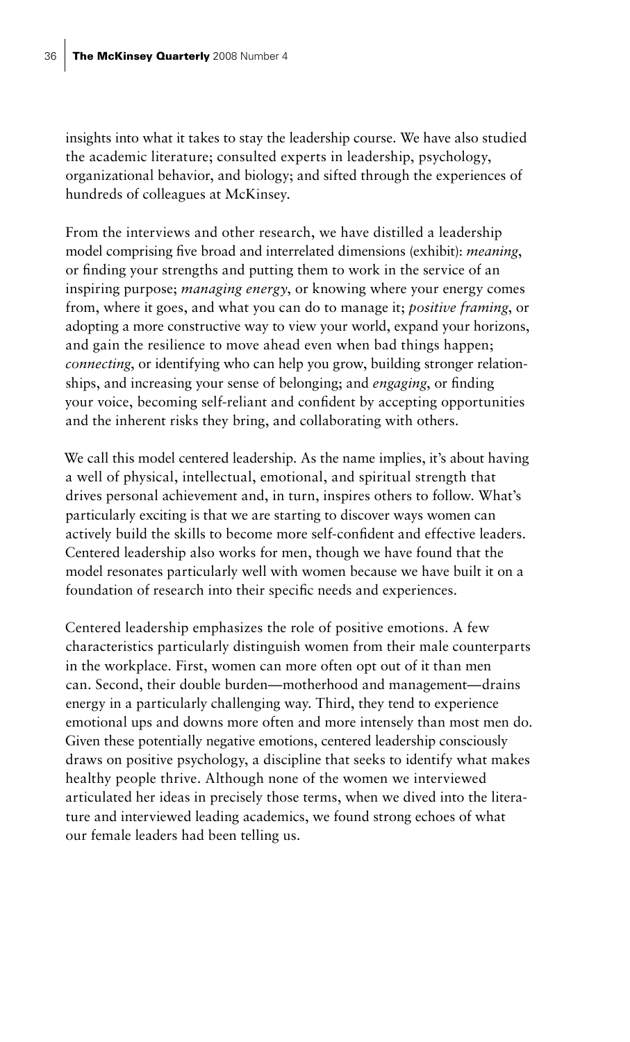insights into what it takes to stay the leadership course. We have also studied the academic literature; consulted experts in leadership, psychology, organizational behavior, and biology; and sifted through the experiences of hundreds of colleagues at McKinsey.

From the interviews and other research, we have distilled a leadership model comprising five broad and interrelated dimensions (exhibit): *meaning*, or finding your strengths and putting them to work in the service of an inspiring purpose; *managing energy*, or knowing where your energy comes from, where it goes, and what you can do to manage it; *positive framing*, or adopting a more constructive way to view your world, expand your horizons, and gain the resilience to move ahead even when bad things happen; *connecting*, or identifying who can help you grow, building stronger relationships, and increasing your sense of belonging; and *engaging*, or finding your voice, becoming self-reliant and confident by accepting opportunities and the inherent risks they bring, and collaborating with others.

We call this model centered leadership. As the name implies, it's about having a well of physical, intellectual, emotional, and spiritual strength that drives personal achievement and, in turn, inspires others to follow. What's particularly exciting is that we are starting to discover ways women can actively build the skills to become more self-confident and effective leaders. Centered leadership also works for men, though we have found that the model resonates particularly well with women because we have built it on a foundation of research into their specific needs and experiences.

Centered leadership emphasizes the role of positive emotions. A few characteristics particularly distinguish women from their male counterparts in the workplace. First, women can more often opt out of it than men can. Second, their double burden—motherhood and management—drains energy in a particularly challenging way. Third, they tend to experience emotional ups and downs more often and more intensely than most men do. Given these potentially negative emotions, centered leadership consciously draws on positive psychology, a discipline that seeks to identify what makes healthy people thrive. Although none of the women we interviewed articulated her ideas in precisely those terms, when we dived into the literature and interviewed leading academics, we found strong echoes of what our female leaders had been telling us.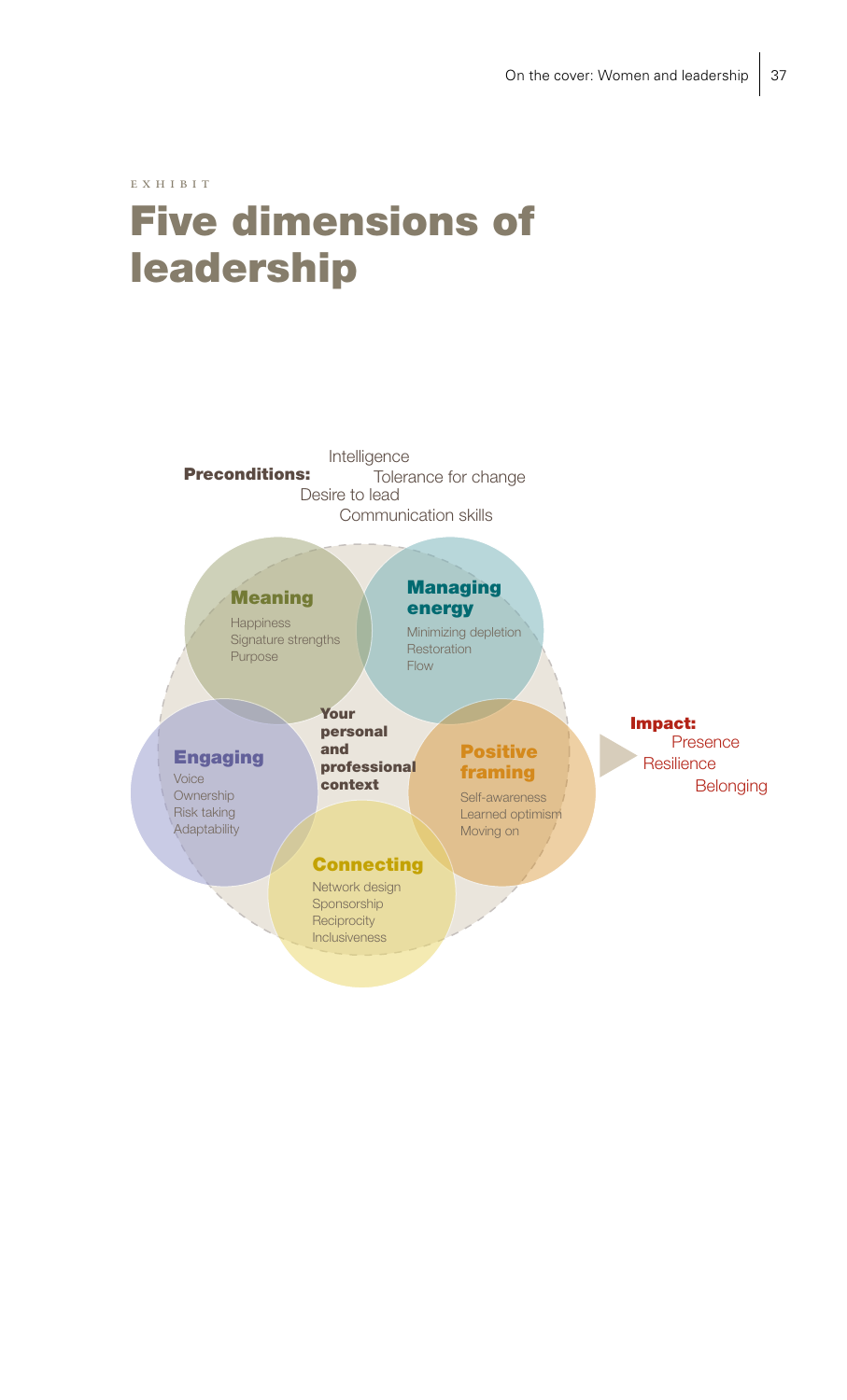EXHIBIT

# Five dimensions of leadership

**Preconditions:** Intelligence, Tolerance for change, Desire to lead, Communication skills

**Meaning**
- Happiness
- Signature strengths
- Purpose

**Managing energy**
- Minimizing depletion
- Restoration
- Flow

**Engaging**
- Voice
- Ownership
- Risk taking
- Adaptability

**Your personal and professional context**

**Positive framing**
- Self-awareness
- Learned optimism
- Moving on

**Connecting**
- Network design
- Sponsorship
- Reciprocity
- Inclusiveness

**Impact:** Presence, Resilience, Belonging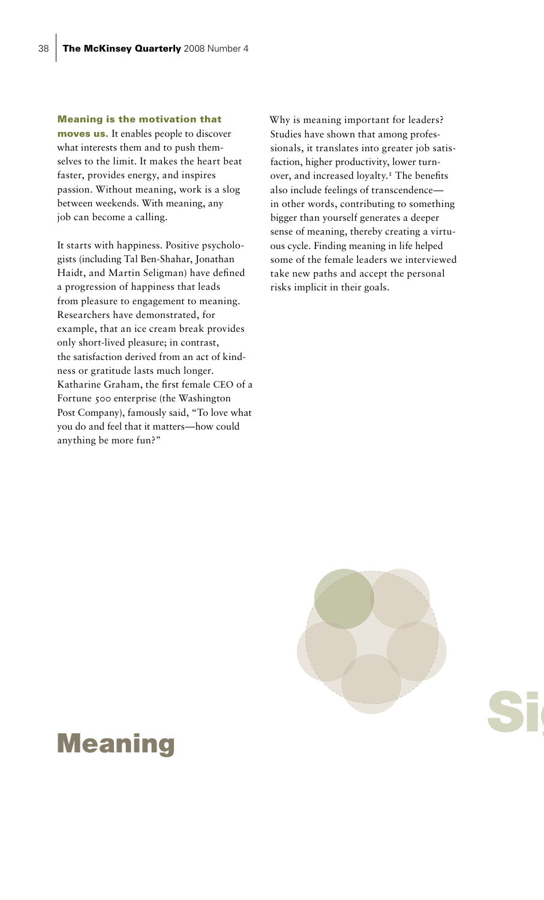**Meaning is the motivation that moves us.** It enables people to discover what interests them and to push themselves to the limit. It makes the heart beat faster, provides energy, and inspires passion. Without meaning, work is a slog between weekends. With meaning, any job can become a calling.

It starts with happiness. Positive psychologists (including Tal Ben-Shahar, Jonathan Haidt, and Martin Seligman) have defined a progression of happiness that leads from pleasure to engagement to meaning. Researchers have demonstrated, for example, that an ice cream break provides only short-lived pleasure; in contrast, the satisfaction derived from an act of kindness or gratitude lasts much longer. Katharine Graham, the first female CEO of a Fortune 500 enterprise (the Washington Post Company), famously said, "To love what you do and feel that it matters—how could anything be more fun?"

Why is meaning important for leaders? Studies have shown that among professionals, it translates into greater job satisfaction, higher productivity, lower turnover, and increased loyalty.[1] The benefits also include feelings of transcendence—in other words, contributing to something bigger than yourself generates a deeper sense of meaning, thereby creating a virtuous cycle. Finding meaning in life helped some of the female leaders we interviewed take new paths and accept the personal risks implicit in their goals.

# Meaning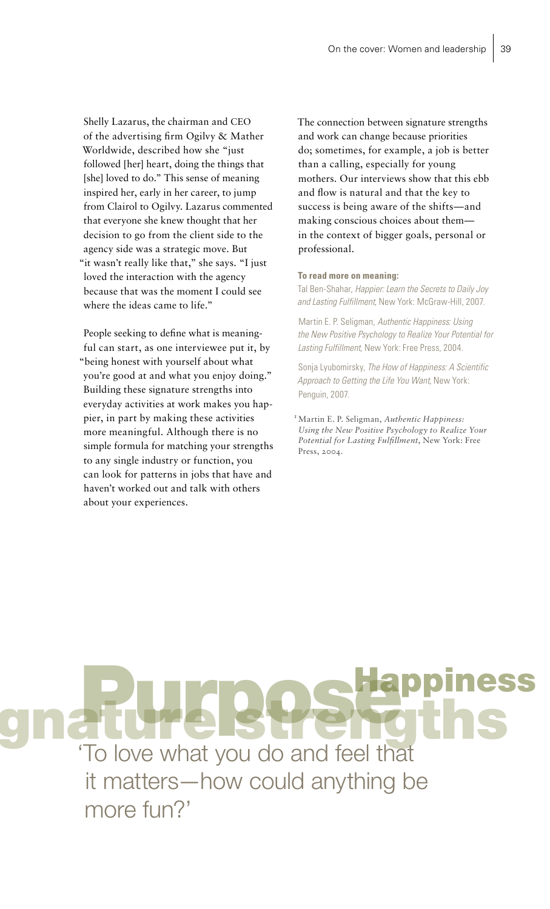Shelly Lazarus, the chairman and CEO of the advertising firm Ogilvy & Mather Worldwide, described how she "just followed [her] heart, doing the things that [she] loved to do." This sense of meaning inspired her, early in her career, to jump from Clairol to Ogilvy. Lazarus commented that everyone she knew thought that her decision to go from the client side to the agency side was a strategic move. But "it wasn't really like that," she says. "I just loved the interaction with the agency because that was the moment I could see where the ideas came to life."

People seeking to define what is meaningful can start, as one interviewee put it, by "being honest with yourself about what you're good at and what you enjoy doing." Building these signature strengths into everyday activities at work makes you happier, in part by making these activities more meaningful. Although there is no simple formula for matching your strengths to any single industry or function, you can look for patterns in jobs that have and haven't worked out and talk with others about your experiences.

The connection between signature strengths and work can change because priorities do; sometimes, for example, a job is better than a calling, especially for young mothers. Our interviews show that this ebb and flow is natural and that the key to success is being aware of the shifts—and making conscious choices about them—in the context of bigger goals, personal or professional.

**To read more on meaning:**

Tal Ben-Shahar, *Happier: Learn the Secrets to Daily Joy and Lasting Fulfillment*, New York: McGraw-Hill, 2007.

Martin E. P. Seligman, *Authentic Happiness: Using the New Positive Psychology to Realize Your Potential for Lasting Fulfillment*, New York: Free Press, 2004.

Sonja Lyubomirsky, *The How of Happiness: A Scientific Approach to Getting the Life You Want*, New York: Penguin, 2007.

[1] Martin E. P. Seligman, *Authentic Happiness: Using the New Positive Psychology to Realize Your Potential for Lasting Fulfillment*, New York: Free Press, 2004.

Purpose Happiness Signature strengths

'To love what you do and feel that it matters—how could anything be more fun?'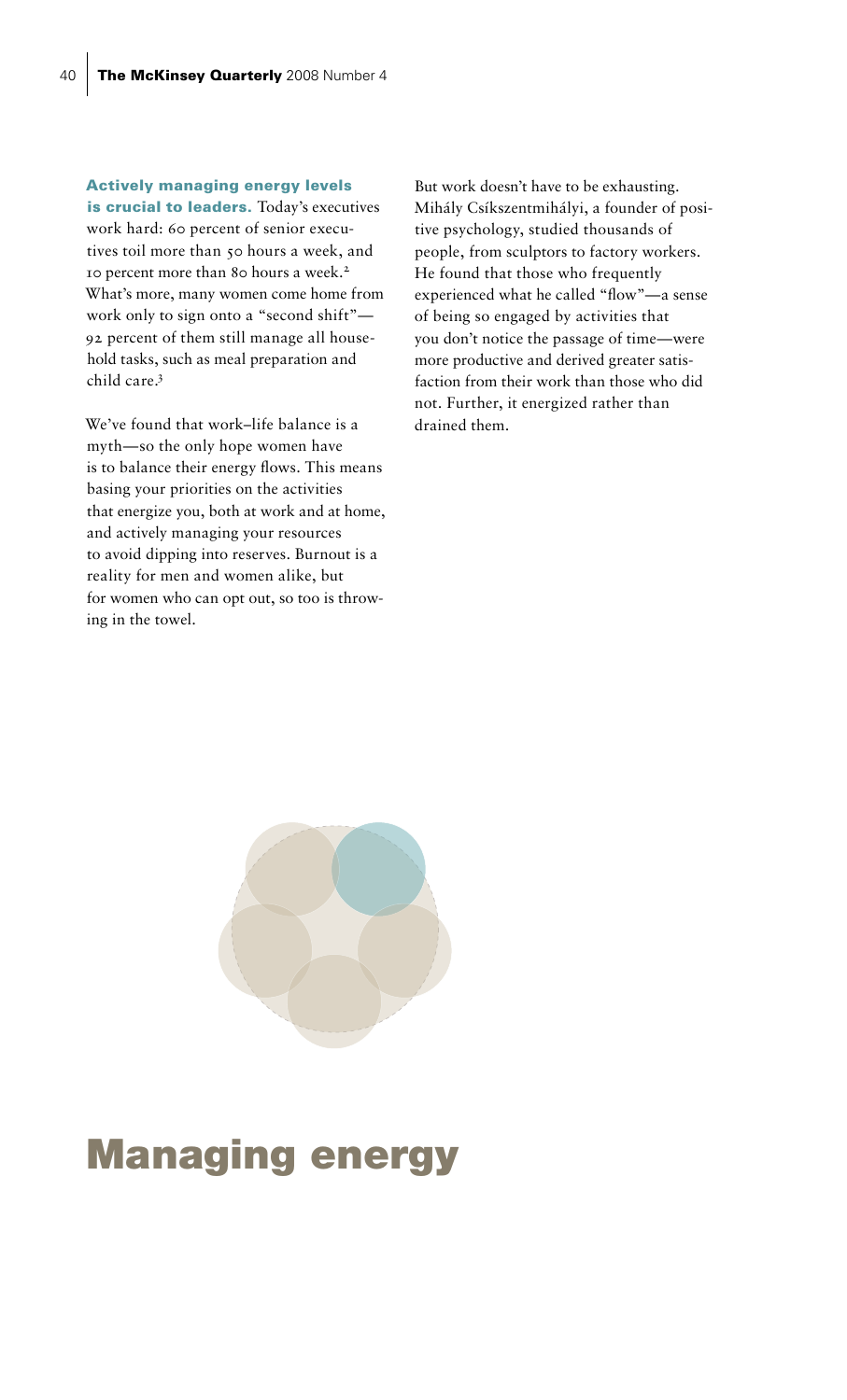**Actively managing energy levels is crucial to leaders.** Today's executives work hard: 60 percent of senior executives toil more than 50 hours a week, and 10 percent more than 80 hours a week.[2] What's more, many women come home from work only to sign onto a "second shift"—92 percent of them still manage all household tasks, such as meal preparation and child care.[3]

We've found that work–life balance is a myth—so the only hope women have is to balance their energy flows. This means basing your priorities on the activities that energize you, both at work and at home, and actively managing your resources to avoid dipping into reserves. Burnout is a reality for men and women alike, but for women who can opt out, so too is throwing in the towel.

But work doesn't have to be exhausting. Mihály Csíkszentmihályi, a founder of positive psychology, studied thousands of people, from sculptors to factory workers. He found that those who frequently experienced what he called "flow"—a sense of being so engaged by activities that you don't notice the passage of time—were more productive and derived greater satisfaction from their work than those who did not. Further, it energized rather than drained them.

# Managing energy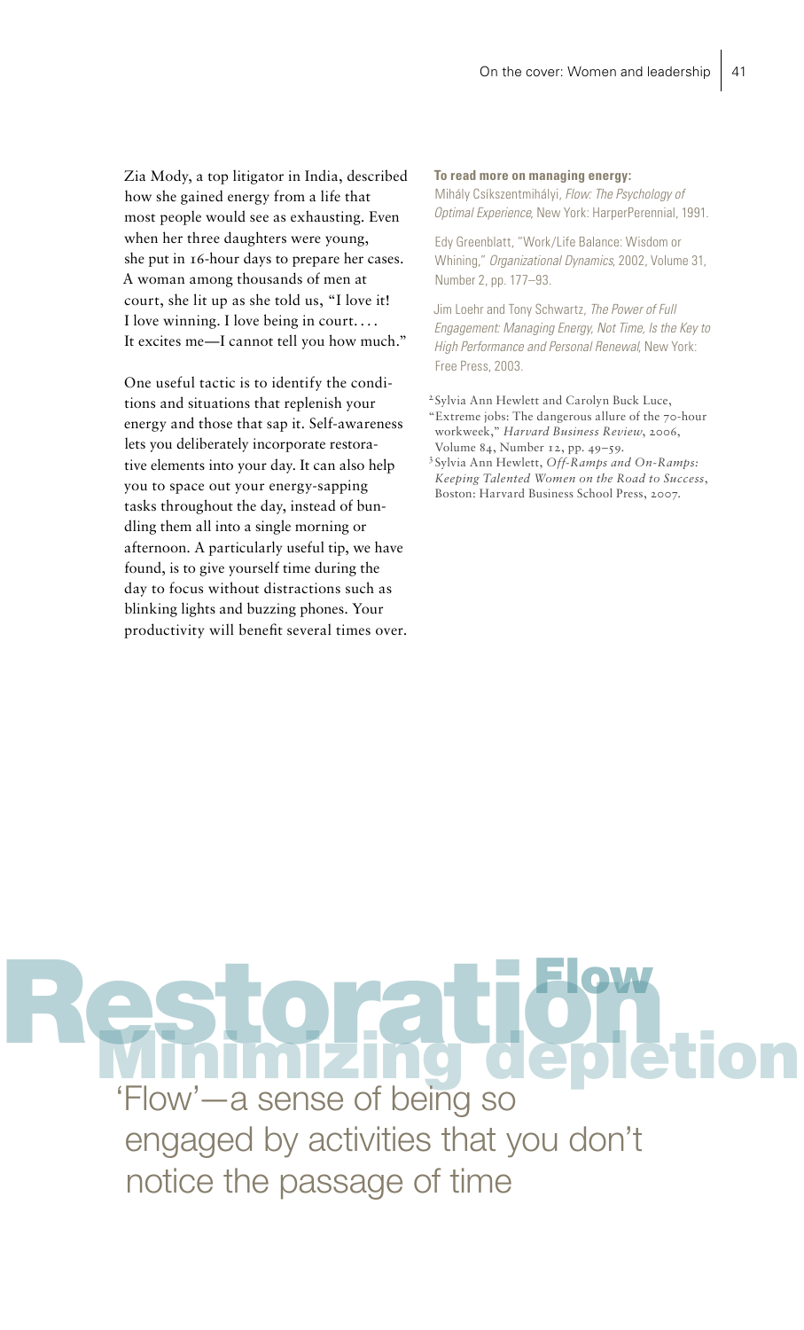Zia Mody, a top litigator in India, described how she gained energy from a life that most people would see as exhausting. Even when her three daughters were young, she put in 16-hour days to prepare her cases. A woman among thousands of men at court, she lit up as she told us, "I love it! I love winning. I love being in court. . . . It excites me—I cannot tell you how much."

One useful tactic is to identify the conditions and situations that replenish your energy and those that sap it. Self-awareness lets you deliberately incorporate restorative elements into your day. It can also help you to space out your energy-sapping tasks throughout the day, instead of bundling them all into a single morning or afternoon. A particularly useful tip, we have found, is to give yourself time during the day to focus without distractions such as blinking lights and buzzing phones. Your productivity will benefit several times over.

**To read more on managing energy:**

Mihály Csíkszentmihályi, *Flow: The Psychology of Optimal Experience*, New York: HarperPerennial, 1991.

Edy Greenblatt, "Work/Life Balance: Wisdom or Whining," *Organizational Dynamics*, 2002, Volume 31, Number 2, pp. 177–93.

Jim Loehr and Tony Schwartz, *The Power of Full Engagement: Managing Energy, Not Time, Is the Key to High Performance and Personal Renewal*, New York: Free Press, 2003.

[2] Sylvia Ann Hewlett and Carolyn Buck Luce, "Extreme jobs: The dangerous allure of the 70-hour workweek," *Harvard Business Review*, 2006, Volume 84, Number 12, pp. 49–59.

[3] Sylvia Ann Hewlett, *Off-Ramps and On-Ramps: Keeping Talented Women on the Road to Success*, Boston: Harvard Business School Press, 2007.

# Restoration

## Flow

## Minimizing depletion

'Flow'—a sense of being so engaged by activities that you don't notice the passage of time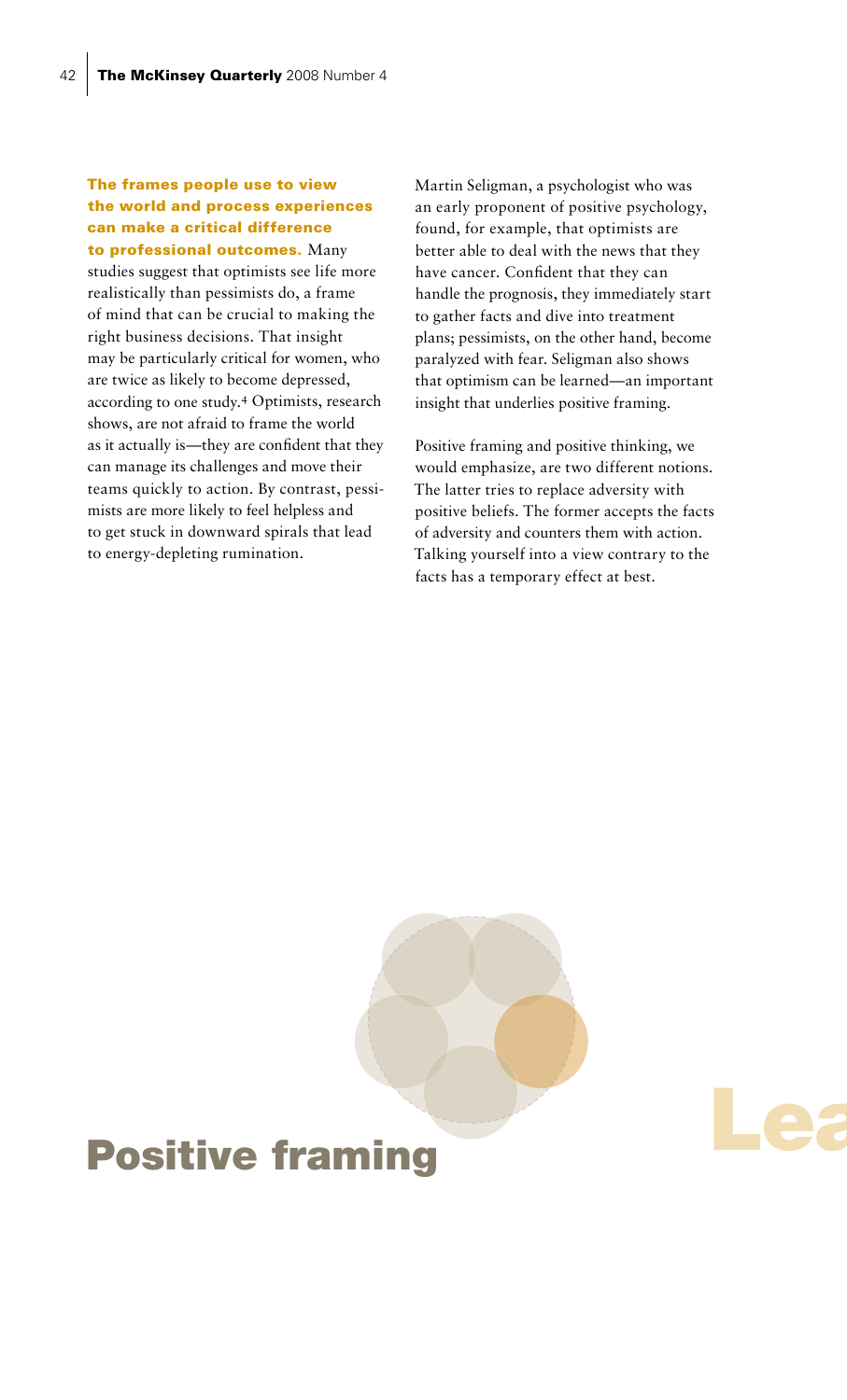**The frames people use to view the world and process experiences can make a critical difference to professional outcomes.** Many studies suggest that optimists see life more realistically than pessimists do, a frame of mind that can be crucial to making the right business decisions. That insight may be particularly critical for women, who are twice as likely to become depressed, according to one study.[4] Optimists, research shows, are not afraid to frame the world as it actually is—they are confident that they can manage its challenges and move their teams quickly to action. By contrast, pessimists are more likely to feel helpless and to get stuck in downward spirals that lead to energy-depleting rumination.

Martin Seligman, a psychologist who was an early proponent of positive psychology, found, for example, that optimists are better able to deal with the news that they have cancer. Confident that they can handle the prognosis, they immediately start to gather facts and dive into treatment plans; pessimists, on the other hand, become paralyzed with fear. Seligman also shows that optimism can be learned—an important insight that underlies positive framing.

Positive framing and positive thinking, we would emphasize, are two different notions. The latter tries to replace adversity with positive beliefs. The former accepts the facts of adversity and counters them with action. Talking yourself into a view contrary to the facts has a temporary effect at best.

## Positive framing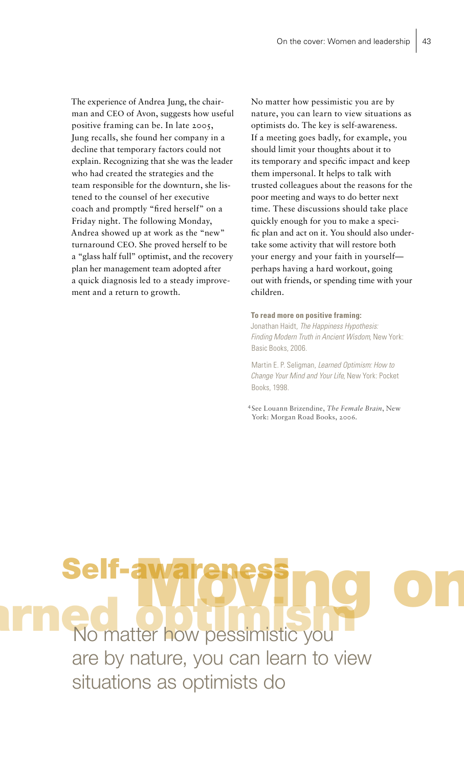The experience of Andrea Jung, the chairman and CEO of Avon, suggests how useful positive framing can be. In late 2005, Jung recalls, she found her company in a decline that temporary factors could not explain. Recognizing that she was the leader who had created the strategies and the team responsible for the downturn, she listened to the counsel of her executive coach and promptly "fired herself" on a Friday night. The following Monday, Andrea showed up at work as the "new" turnaround CEO. She proved herself to be a "glass half full" optimist, and the recovery plan her management team adopted after a quick diagnosis led to a steady improvement and a return to growth.

No matter how pessimistic you are by nature, you can learn to view situations as optimists do. The key is self-awareness. If a meeting goes badly, for example, you should limit your thoughts about it to its temporary and specific impact and keep them impersonal. It helps to talk with trusted colleagues about the reasons for the poor meeting and ways to do better next time. These discussions should take place quickly enough for you to make a specific plan and act on it. You should also undertake some activity that will restore both your energy and your faith in yourself—perhaps having a hard workout, going out with friends, or spending time with your children.

**To read more on positive framing:**

Jonathan Haidt, *The Happiness Hypothesis: Finding Modern Truth in Ancient Wisdom,* New York: Basic Books, 2006.

Martin E. P. Seligman, *Learned Optimism: How to Change Your Mind and Your Life,* New York: Pocket Books, 1998.

[4] See Louann Brizendine, *The Female Brain*, New York: Morgan Road Books, 2006.

## Self-awareness

## Learned optimism

No matter how pessimistic you are by nature, you can learn to view situations as optimists do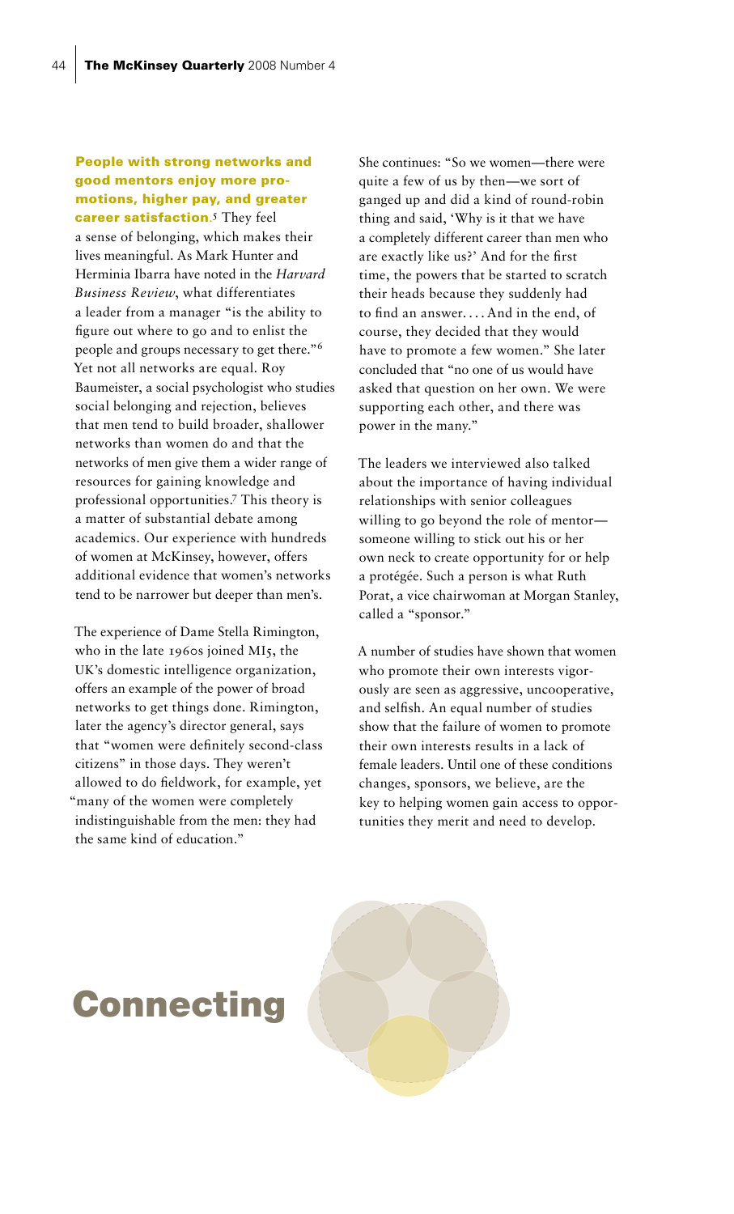**People with strong networks and good mentors enjoy more promotions, higher pay, and greater career satisfaction**.[5] They feel a sense of belonging, which makes their lives meaningful. As Mark Hunter and Herminia Ibarra have noted in the *Harvard Business Review*, what differentiates a leader from a manager "is the ability to figure out where to go and to enlist the people and groups necessary to get there."[6] Yet not all networks are equal. Roy Baumeister, a social psychologist who studies social belonging and rejection, believes that men tend to build broader, shallower networks than women do and that the networks of men give them a wider range of resources for gaining knowledge and professional opportunities.[7] This theory is a matter of substantial debate among academics. Our experience with hundreds of women at McKinsey, however, offers additional evidence that women's networks tend to be narrower but deeper than men's.

The experience of Dame Stella Rimington, who in the late 1960s joined MI5, the UK's domestic intelligence organization, offers an example of the power of broad networks to get things done. Rimington, later the agency's director general, says that "women were definitely second-class citizens" in those days. They weren't allowed to do fieldwork, for example, yet "many of the women were completely indistinguishable from the men: they had the same kind of education."

She continues: "So we women—there were quite a few of us by then—we sort of ganged up and did a kind of round-robin thing and said, 'Why is it that we have a completely different career than men who are exactly like us?' And for the first time, the powers that be started to scratch their heads because they suddenly had to find an answer. . . . And in the end, of course, they decided that they would have to promote a few women." She later concluded that "no one of us would have asked that question on her own. We were supporting each other, and there was power in the many."

The leaders we interviewed also talked about the importance of having individual relationships with senior colleagues willing to go beyond the role of mentor—someone willing to stick out his or her own neck to create opportunity for or help a protégée. Such a person is what Ruth Porat, a vice chairwoman at Morgan Stanley, called a "sponsor."

A number of studies have shown that women who promote their own interests vigorously are seen as aggressive, uncooperative, and selfish. An equal number of studies show that the failure of women to promote their own interests results in a lack of female leaders. Until one of these conditions changes, sponsors, we believe, are the key to helping women gain access to opportunities they merit and need to develop.

# Connecting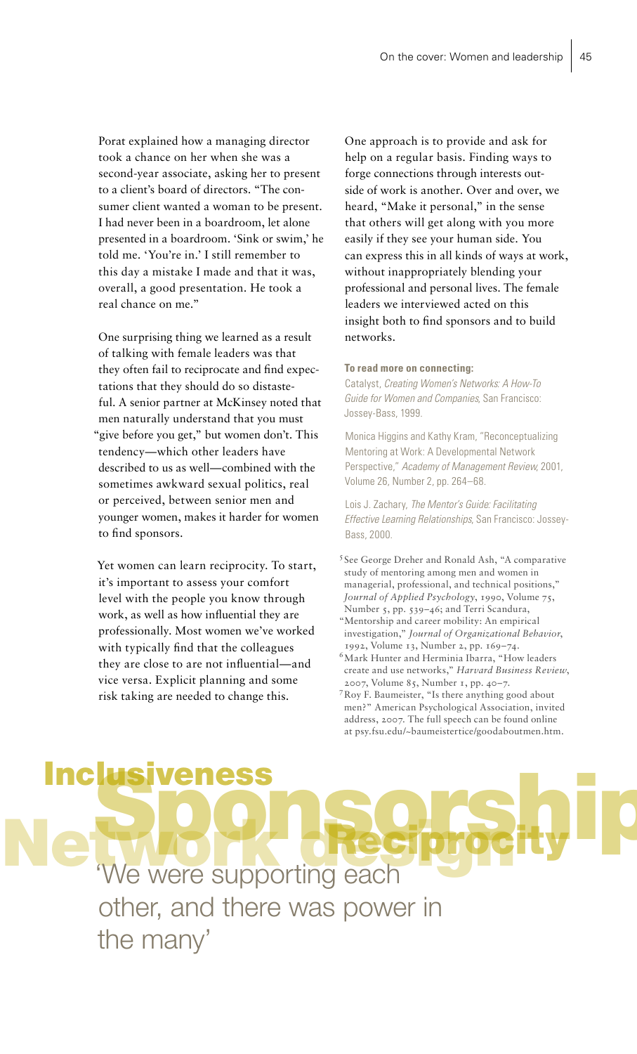Porat explained how a managing director took a chance on her when she was a second-year associate, asking her to present to a client's board of directors. "The consumer client wanted a woman to be present. I had never been in a boardroom, let alone presented in a boardroom. 'Sink or swim,' he told me. 'You're in.' I still remember to this day a mistake I made and that it was, overall, a good presentation. He took a real chance on me."

One surprising thing we learned as a result of talking with female leaders was that they often fail to reciprocate and find expectations that they should do so distasteful. A senior partner at McKinsey noted that men naturally understand that you must "give before you get," but women don't. This tendency—which other leaders have described to us as well—combined with the sometimes awkward sexual politics, real or perceived, between senior men and younger women, makes it harder for women to find sponsors.

Yet women can learn reciprocity. To start, it's important to assess your comfort level with the people you know through work, as well as how influential they are professionally. Most women we've worked with typically find that the colleagues they are close to are not influential—and vice versa. Explicit planning and some risk taking are needed to change this.

One approach is to provide and ask for help on a regular basis. Finding ways to forge connections through interests outside of work is another. Over and over, we heard, "Make it personal," in the sense that others will get along with you more easily if they see your human side. You can express this in all kinds of ways at work, without inappropriately blending your professional and personal lives. The female leaders we interviewed acted on this insight both to find sponsors and to build networks.

**To read more on connecting:**

Catalyst, *Creating Women's Networks: A How-To Guide for Women and Companies*, San Francisco: Jossey-Bass, 1999.

Monica Higgins and Kathy Kram, "Reconceptualizing Mentoring at Work: A Developmental Network Perspective," *Academy of Management Review*, 2001, Volume 26, Number 2, pp. 264–68.

Lois J. Zachary, *The Mentor's Guide: Facilitating Effective Learning Relationships*, San Francisco: Jossey-Bass, 2000.

[5] See George Dreher and Ronald Ash, "A comparative study of mentoring among men and women in managerial, professional, and technical positions," *Journal of Applied Psychology*, 1990, Volume 75, Number 5, pp. 539–46; and Terri Scandura, "Mentorship and career mobility: An empirical investigation," *Journal of Organizational Behavior*, 1992, Volume 13, Number 2, pp. 169–74.

[6] Mark Hunter and Herminia Ibarra, "How leaders create and use networks," *Harvard Business Review*, 2007, Volume 85, Number 1, pp. 40–7.

[7] Roy F. Baumeister, "Is there anything good about men?" American Psychological Association, invited address, 2007. The full speech can be found online at psy.fsu.edu/~baumeistertice/goodaboutmen.htm.

Inclusiveness Sponsorship Network design Reciprocity

## 'We were supporting each other, and there was power in the many'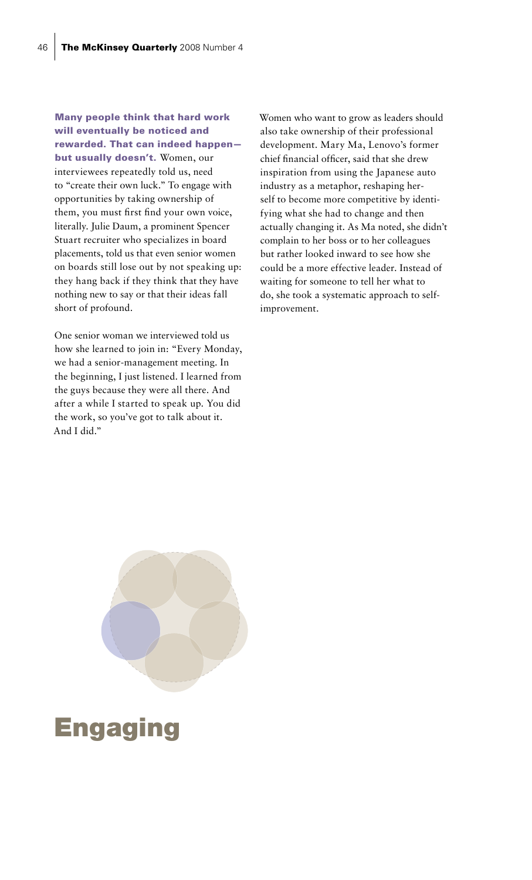**Many people think that hard work will eventually be noticed and rewarded. That can indeed happen—but usually doesn't.** Women, our interviewees repeatedly told us, need to "create their own luck." To engage with opportunities by taking ownership of them, you must first find your own voice, literally. Julie Daum, a prominent Spencer Stuart recruiter who specializes in board placements, told us that even senior women on boards still lose out by not speaking up: they hang back if they think that they have nothing new to say or that their ideas fall short of profound.

One senior woman we interviewed told us how she learned to join in: "Every Monday, we had a senior-management meeting. In the beginning, I just listened. I learned from the guys because they were all there. And after a while I started to speak up. You did the work, so you've got to talk about it. And I did."

Women who want to grow as leaders should also take ownership of their professional development. Mary Ma, Lenovo's former chief financial officer, said that she drew inspiration from using the Japanese auto industry as a metaphor, reshaping herself to become more competitive by identifying what she had to change and then actually changing it. As Ma noted, she didn't complain to her boss or to her colleagues but rather looked inward to see how she could be a more effective leader. Instead of waiting for someone to tell her what to do, she took a systematic approach to self-improvement.

## Engaging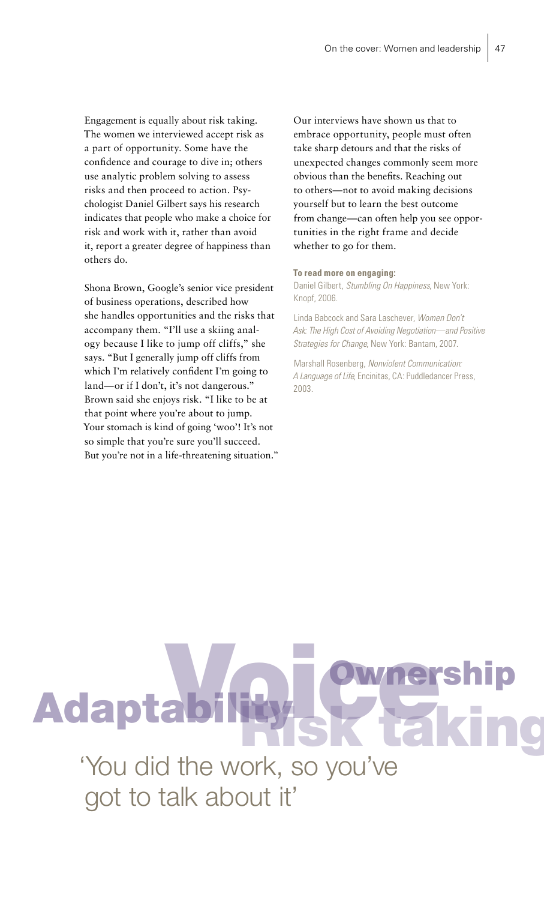Engagement is equally about risk taking. The women we interviewed accept risk as a part of opportunity. Some have the confidence and courage to dive in; others use analytic problem solving to assess risks and then proceed to action. Psychologist Daniel Gilbert says his research indicates that people who make a choice for risk and work with it, rather than avoid it, report a greater degree of happiness than others do.

Shona Brown, Google's senior vice president of business operations, described how she handles opportunities and the risks that accompany them. "I'll use a skiing analogy because I like to jump off cliffs," she says. "But I generally jump off cliffs from which I'm relatively confident I'm going to land—or if I don't, it's not dangerous." Brown said she enjoys risk. "I like to be at that point where you're about to jump. Your stomach is kind of going 'woo'! It's not so simple that you're sure you'll succeed. But you're not in a life-threatening situation."

Our interviews have shown us that to embrace opportunity, people must often take sharp detours and that the risks of unexpected changes commonly seem more obvious than the benefits. Reaching out to others—not to avoid making decisions yourself but to learn the best outcome from change—can often help you see opportunities in the right frame and decide whether to go for them.

**To read more on engaging:**

Daniel Gilbert, *Stumbling On Happiness*, New York: Knopf, 2006.

Linda Babcock and Sara Laschever, *Women Don't Ask: The High Cost of Avoiding Negotiation—and Positive Strategies for Change*, New York: Bantam, 2007.

Marshall Rosenberg, *Nonviolent Communication: A Language of Life*, Encinitas, CA: Puddledancer Press, 2003.

Voice Ownership Adaptability Risk taking

## 'You did the work, so you've got to talk about it'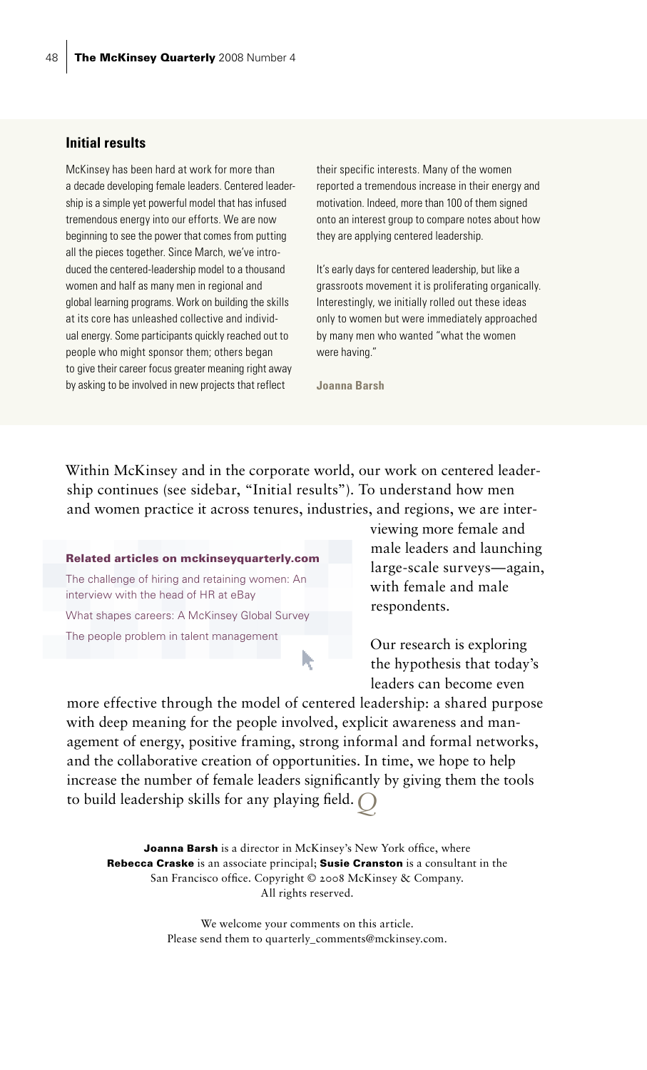## Initial results

McKinsey has been hard at work for more than a decade developing female leaders. Centered leadership is a simple yet powerful model that has infused tremendous energy into our efforts. We are now beginning to see the power that comes from putting all the pieces together. Since March, we've introduced the centered-leadership model to a thousand women and half as many men in regional and global learning programs. Work on building the skills at its core has unleashed collective and individual energy. Some participants quickly reached out to people who might sponsor them; others began to give their career focus greater meaning right away by asking to be involved in new projects that reflect their specific interests. Many of the women reported a tremendous increase in their energy and motivation. Indeed, more than 100 of them signed onto an interest group to compare notes about how they are applying centered leadership.

It's early days for centered leadership, but like a grassroots movement it is proliferating organically. Interestingly, we initially rolled out these ideas only to women but were immediately approached by many men who wanted "what the women were having."

**Joanna Barsh**

Within McKinsey and in the corporate world, our work on centered leadership continues (see sidebar, "Initial results"). To understand how men and women practice it across tenures, industries, and regions, we are interviewing more female and male leaders and launching large-scale surveys—again, with female and male respondents.

**Related articles on mckinseyquarterly.com**

The challenge of hiring and retaining women: An interview with the head of HR at eBay

What shapes careers: A McKinsey Global Survey

The people problem in talent management

Our research is exploring the hypothesis that today's leaders can become even more effective through the model of centered leadership: a shared purpose with deep meaning for the people involved, explicit awareness and management of energy, positive framing, strong informal and formal networks, and the collaborative creation of opportunities. In time, we hope to help increase the number of female leaders significantly by giving them the tools to build leadership skills for any playing field.

**Joanna Barsh** is a director in McKinsey's New York office, where **Rebecca Craske** is an associate principal; **Susie Cranston** is a consultant in the San Francisco office. Copyright © 2008 McKinsey & Company. All rights reserved.

We welcome your comments on this article. Please send them to quarterly_comments@mckinsey.com.